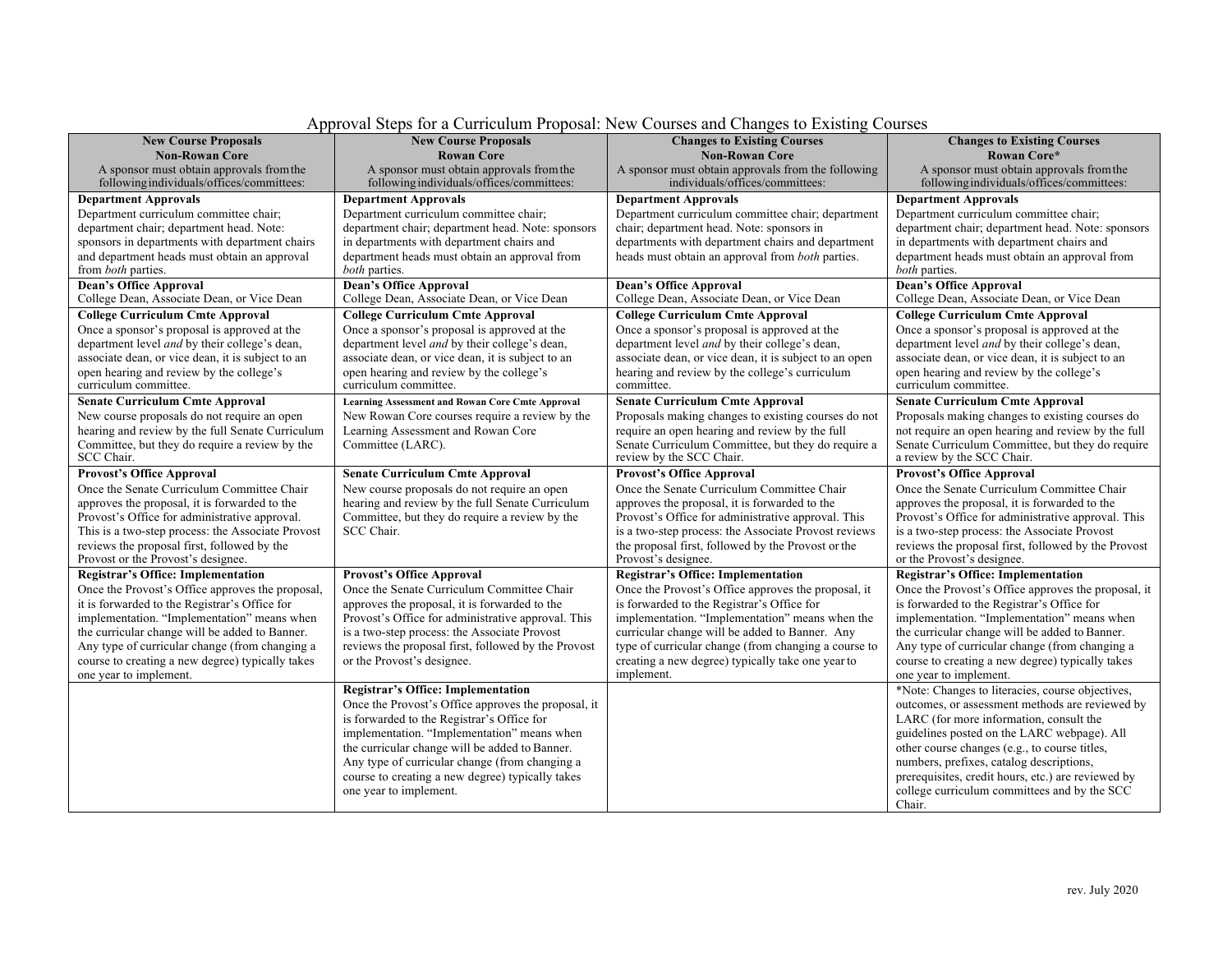# Approval Steps for a Curriculum Proposal: New Courses and Changes to Existing Courses

| **New Course Proposals**<br>**Non-Rowan Core**<br>A sponsor must obtain approvals from the following individuals/offices/committees: | **New Course Proposals**<br>**Rowan Core**<br>A sponsor must obtain approvals from the following individuals/offices/committees: | **Changes to Existing Courses**<br>**Non-Rowan Core**<br>A sponsor must obtain approvals from the following individuals/offices/committees: | **Changes to Existing Courses**<br>**Rowan Core***<br>A sponsor must obtain approvals from the following individuals/offices/committees: |
|---|---|---|---|
| **Department Approvals**<br>Department curriculum committee chair; department chair; department head. Note: sponsors in departments with department chairs and department heads must obtain an approval from *both* parties. | **Department Approvals**<br>Department curriculum committee chair; department chair; department head. Note: sponsors in departments with department chairs and department heads must obtain an approval from *both* parties. | **Department Approvals**<br>Department curriculum committee chair; department chair; department head. Note: sponsors in departments with department chairs and department heads must obtain an approval from *both* parties. | **Department Approvals**<br>Department curriculum committee chair; department chair; department head. Note: sponsors in departments with department chairs and department heads must obtain an approval from *both* parties. |
| **Dean's Office Approval**<br>College Dean, Associate Dean, or Vice Dean | **Dean's Office Approval**<br>College Dean, Associate Dean, or Vice Dean | **Dean's Office Approval**<br>College Dean, Associate Dean, or Vice Dean | **Dean's Office Approval**<br>College Dean, Associate Dean, or Vice Dean |
| **College Curriculum Cmte Approval**<br>Once a sponsor's proposal is approved at the department level *and* by their college's dean, associate dean, or vice dean, it is subject to an open hearing and review by the college's curriculum committee. | **College Curriculum Cmte Approval**<br>Once a sponsor's proposal is approved at the department level *and* by their college's dean, associate dean, or vice dean, it is subject to an open hearing and review by the college's curriculum committee. | **College Curriculum Cmte Approval**<br>Once a sponsor's proposal is approved at the department level *and* by their college's dean, associate dean, or vice dean, it is subject to an open hearing and review by the college's curriculum committee. | **College Curriculum Cmte Approval**<br>Once a sponsor's proposal is approved at the department level *and* by their college's dean, associate dean, or vice dean, it is subject to an open hearing and review by the college's curriculum committee. |
| **Senate Curriculum Cmte Approval**<br>New course proposals do not require an open hearing and review by the full Senate Curriculum Committee, but they do require a review by the SCC Chair. | **Learning Assessment and Rowan Core Cmte Approval**<br>New Rowan Core courses require a review by the Learning Assessment and Rowan Core Committee (LARC). | **Senate Curriculum Cmte Approval**<br>Proposals making changes to existing courses do not require an open hearing and review by the full Senate Curriculum Committee, but they do require a review by the SCC Chair. | **Senate Curriculum Cmte Approval**<br>Proposals making changes to existing courses do not require an open hearing and review by the full Senate Curriculum Committee, but they do require a review by the SCC Chair. |
| **Provost's Office Approval**<br>Once the Senate Curriculum Committee Chair approves the proposal, it is forwarded to the Provost's Office for administrative approval. This is a two-step process: the Associate Provost reviews the proposal first, followed by the Provost or the Provost's designee. | **Senate Curriculum Cmte Approval**<br>New course proposals do not require an open hearing and review by the full Senate Curriculum Committee, but they do require a review by the SCC Chair. | **Provost's Office Approval**<br>Once the Senate Curriculum Committee Chair approves the proposal, it is forwarded to the Provost's Office for administrative approval. This is a two-step process: the Associate Provost reviews the proposal first, followed by the Provost or the Provost's designee. | **Provost's Office Approval**<br>Once the Senate Curriculum Committee Chair approves the proposal, it is forwarded to the Provost's Office for administrative approval. This is a two-step process: the Associate Provost reviews the proposal first, followed by the Provost or the Provost's designee. |
| **Registrar's Office: Implementation**<br>Once the Provost's Office approves the proposal, it is forwarded to the Registrar's Office for implementation. "Implementation" means when the curricular change will be added to Banner. Any type of curricular change (from changing a course to creating a new degree) typically takes one year to implement. | **Provost's Office Approval**<br>Once the Senate Curriculum Committee Chair approves the proposal, it is forwarded to the Provost's Office for administrative approval. This is a two-step process: the Associate Provost reviews the proposal first, followed by the Provost or the Provost's designee. | **Registrar's Office: Implementation**<br>Once the Provost's Office approves the proposal, it is forwarded to the Registrar's Office for implementation. "Implementation" means when the curricular change will be added to Banner. Any type of curricular change (from changing a course to creating a new degree) typically take one year to implement. | **Registrar's Office: Implementation**<br>Once the Provost's Office approves the proposal, it is forwarded to the Registrar's Office for implementation. "Implementation" means when the curricular change will be added to Banner. Any type of curricular change (from changing a course to creating a new degree) typically takes one year to implement. |
| | **Registrar's Office: Implementation**<br>Once the Provost's Office approves the proposal, it is forwarded to the Registrar's Office for implementation. "Implementation" means when the curricular change will be added to Banner. Any type of curricular change (from changing a course to creating a new degree) typically takes one year to implement. | | *Note: Changes to literacies, course objectives, outcomes, or assessment methods are reviewed by LARC (for more information, consult the guidelines posted on the LARC webpage). All other course changes (e.g., to course titles, numbers, prefixes, catalog descriptions, prerequisites, credit hours, etc.) are reviewed by college curriculum committees and by the SCC Chair. |

rev. July 2020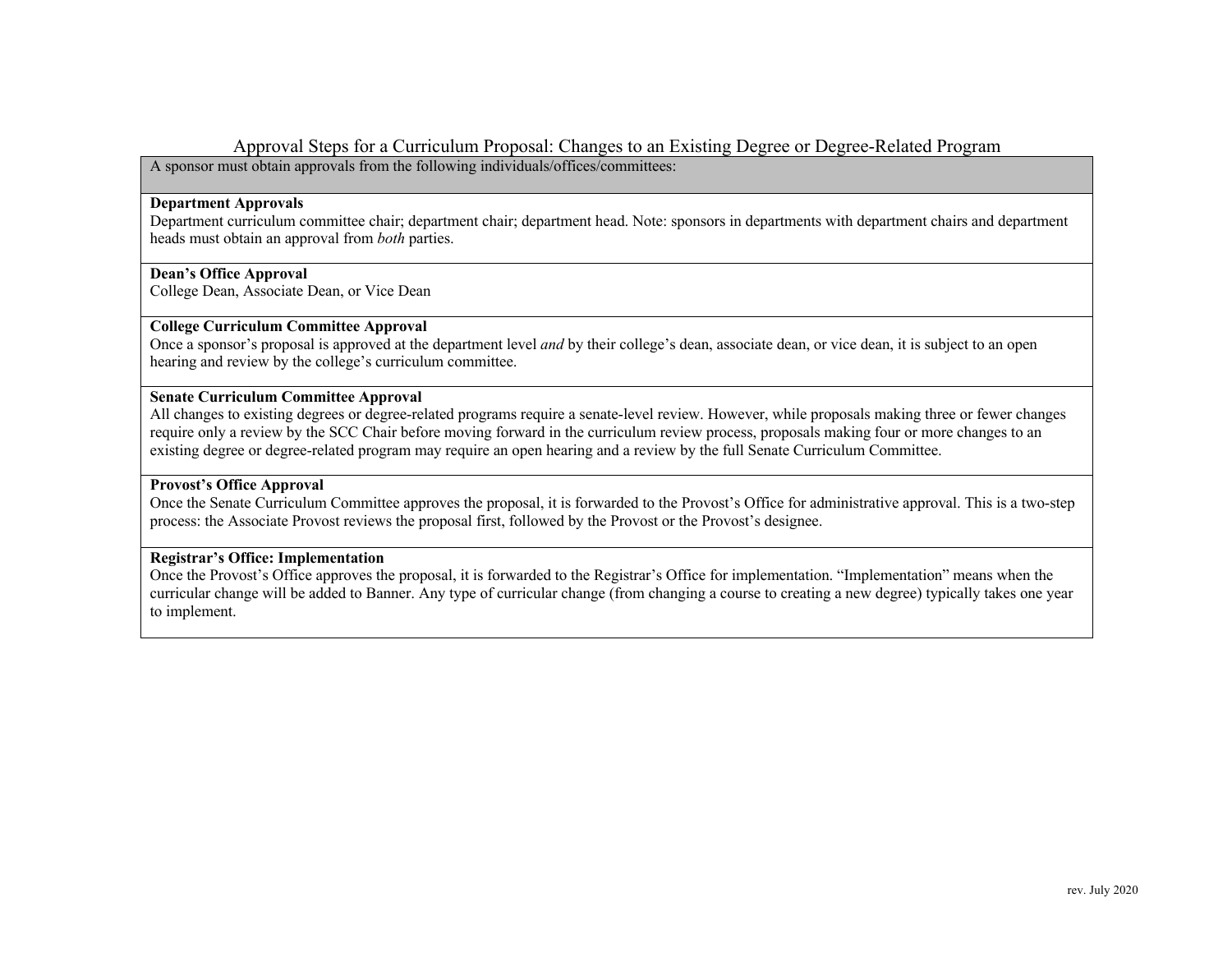## Approval Steps for a Curriculum Proposal: Changes to an Existing Degree or Degree-Related Program

| A sponsor must obtain approvals from the following individuals/offices/committees: |
|---|
| **Department Approvals**<br>Department curriculum committee chair; department chair; department head. Note: sponsors in departments with department chairs and department heads must obtain an approval from *both* parties. |
| **Dean's Office Approval**<br>College Dean, Associate Dean, or Vice Dean |
| **College Curriculum Committee Approval**<br>Once a sponsor's proposal is approved at the department level *and* by their college's dean, associate dean, or vice dean, it is subject to an open hearing and review by the college's curriculum committee. |
| **Senate Curriculum Committee Approval**<br>All changes to existing degrees or degree-related programs require a senate-level review. However, while proposals making three or fewer changes require only a review by the SCC Chair before moving forward in the curriculum review process, proposals making four or more changes to an existing degree or degree-related program may require an open hearing and a review by the full Senate Curriculum Committee. |
| **Provost's Office Approval**<br>Once the Senate Curriculum Committee approves the proposal, it is forwarded to the Provost's Office for administrative approval. This is a two-step process: the Associate Provost reviews the proposal first, followed by the Provost or the Provost's designee. |
| **Registrar's Office: Implementation**<br>Once the Provost's Office approves the proposal, it is forwarded to the Registrar's Office for implementation. "Implementation" means when the curricular change will be added to Banner. Any type of curricular change (from changing a course to creating a new degree) typically takes one year to implement. |

rev. July 2020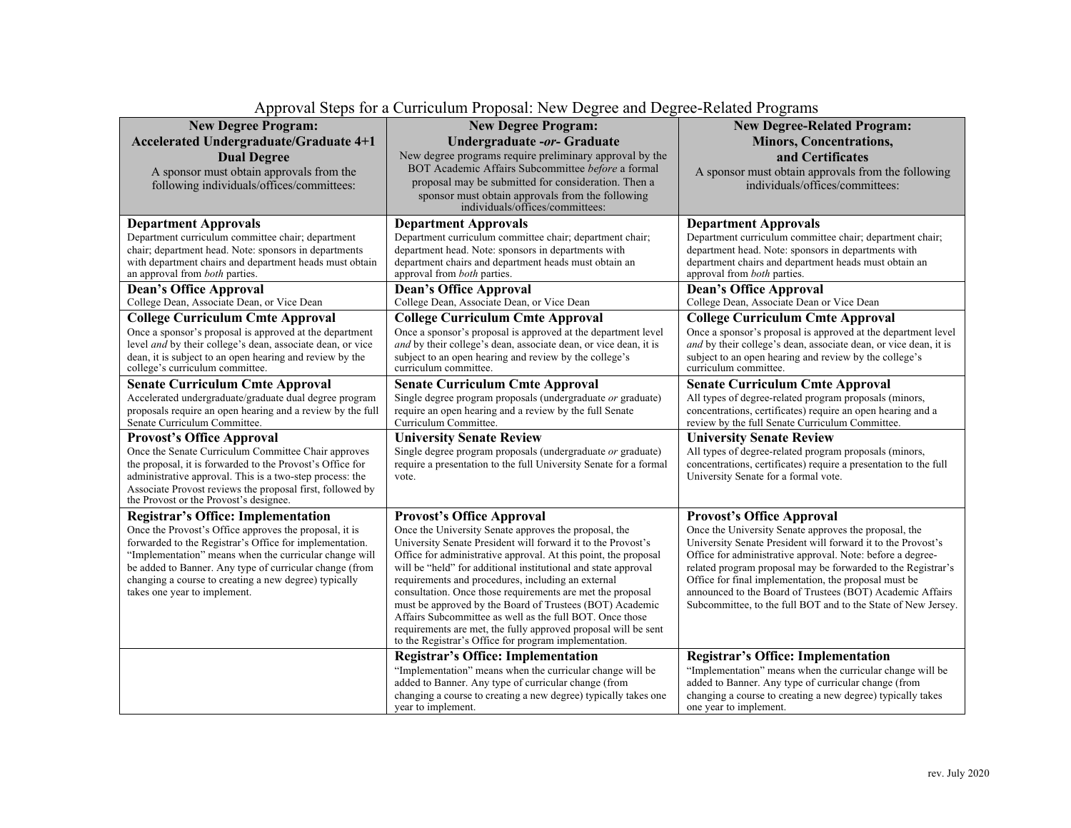# Approval Steps for a Curriculum Proposal: New Degree and Degree-Related Programs

| **New Degree Program: Accelerated Undergraduate/Graduate 4+1 Dual Degree**<br>A sponsor must obtain approvals from the following individuals/offices/committees: | **New Degree Program: Undergraduate *-or-* Graduate**<br>New degree programs require preliminary approval by the BOT Academic Affairs Subcommittee *before* a formal proposal may be submitted for consideration. Then a sponsor must obtain approvals from the following individuals/offices/committees: | **New Degree-Related Program: Minors, Concentrations, and Certificates**<br>A sponsor must obtain approvals from the following individuals/offices/committees: |
|---|---|---|
| **Department Approvals**<br>Department curriculum committee chair; department chair; department head. Note: sponsors in departments with department chairs and department heads must obtain an approval from *both* parties. | **Department Approvals**<br>Department curriculum committee chair; department chair; department head. Note: sponsors in departments with department chairs and department heads must obtain an approval from *both* parties. | **Department Approvals**<br>Department curriculum committee chair; department chair; department head. Note: sponsors in departments with department chairs and department heads must obtain an approval from *both* parties. |
| **Dean's Office Approval**<br>College Dean, Associate Dean, or Vice Dean | **Dean's Office Approval**<br>College Dean, Associate Dean, or Vice Dean | **Dean's Office Approval**<br>College Dean, Associate Dean or Vice Dean |
| **College Curriculum Cmte Approval**<br>Once a sponsor's proposal is approved at the department level *and* by their college's dean, associate dean, or vice dean, it is subject to an open hearing and review by the college's curriculum committee. | **College Curriculum Cmte Approval**<br>Once a sponsor's proposal is approved at the department level *and* by their college's dean, associate dean, or vice dean, it is subject to an open hearing and review by the college's curriculum committee. | **College Curriculum Cmte Approval**<br>Once a sponsor's proposal is approved at the department level *and* by their college's dean, associate dean, or vice dean, it is subject to an open hearing and review by the college's curriculum committee. |
| **Senate Curriculum Cmte Approval**<br>Accelerated undergraduate/graduate dual degree program proposals require an open hearing and a review by the full Senate Curriculum Committee. | **Senate Curriculum Cmte Approval**<br>Single degree program proposals (undergraduate *or* graduate) require an open hearing and a review by the full Senate Curriculum Committee. | **Senate Curriculum Cmte Approval**<br>All types of degree-related program proposals (minors, concentrations, certificates) require an open hearing and a review by the full Senate Curriculum Committee. |
| **Provost's Office Approval**<br>Once the Senate Curriculum Committee Chair approves the proposal, it is forwarded to the Provost's Office for administrative approval. This is a two-step process: the Associate Provost reviews the proposal first, followed by the Provost or the Provost's designee. | **University Senate Review**<br>Single degree program proposals (undergraduate *or* graduate) require a presentation to the full University Senate for a formal vote. | **University Senate Review**<br>All types of degree-related program proposals (minors, concentrations, certificates) require a presentation to the full University Senate for a formal vote. |
| **Registrar's Office: Implementation**<br>Once the Provost's Office approves the proposal, it is forwarded to the Registrar's Office for implementation. "Implementation" means when the curricular change will be added to Banner. Any type of curricular change (from changing a course to creating a new degree) typically takes one year to implement. | **Provost's Office Approval**<br>Once the University Senate approves the proposal, the University Senate President will forward it to the Provost's Office for administrative approval. At this point, the proposal will be "held" for additional institutional and state approval requirements and procedures, including an external consultation. Once those requirements are met the proposal must be approved by the Board of Trustees (BOT) Academic Affairs Subcommittee as well as the full BOT. Once those requirements are met, the fully approved proposal will be sent to the Registrar's Office for program implementation. | **Provost's Office Approval**<br>Once the University Senate approves the proposal, the University Senate President will forward it to the Provost's Office for administrative approval. Note: before a degree-related program proposal may be forwarded to the Registrar's Office for final implementation, the proposal must be announced to the Board of Trustees (BOT) Academic Affairs Subcommittee, to the full BOT and to the State of New Jersey. |
| | **Registrar's Office: Implementation**<br>"Implementation" means when the curricular change will be added to Banner. Any type of curricular change (from changing a course to creating a new degree) typically takes one year to implement. | **Registrar's Office: Implementation**<br>"Implementation" means when the curricular change will be added to Banner. Any type of curricular change (from changing a course to creating a new degree) typically takes one year to implement. |

rev. July 2020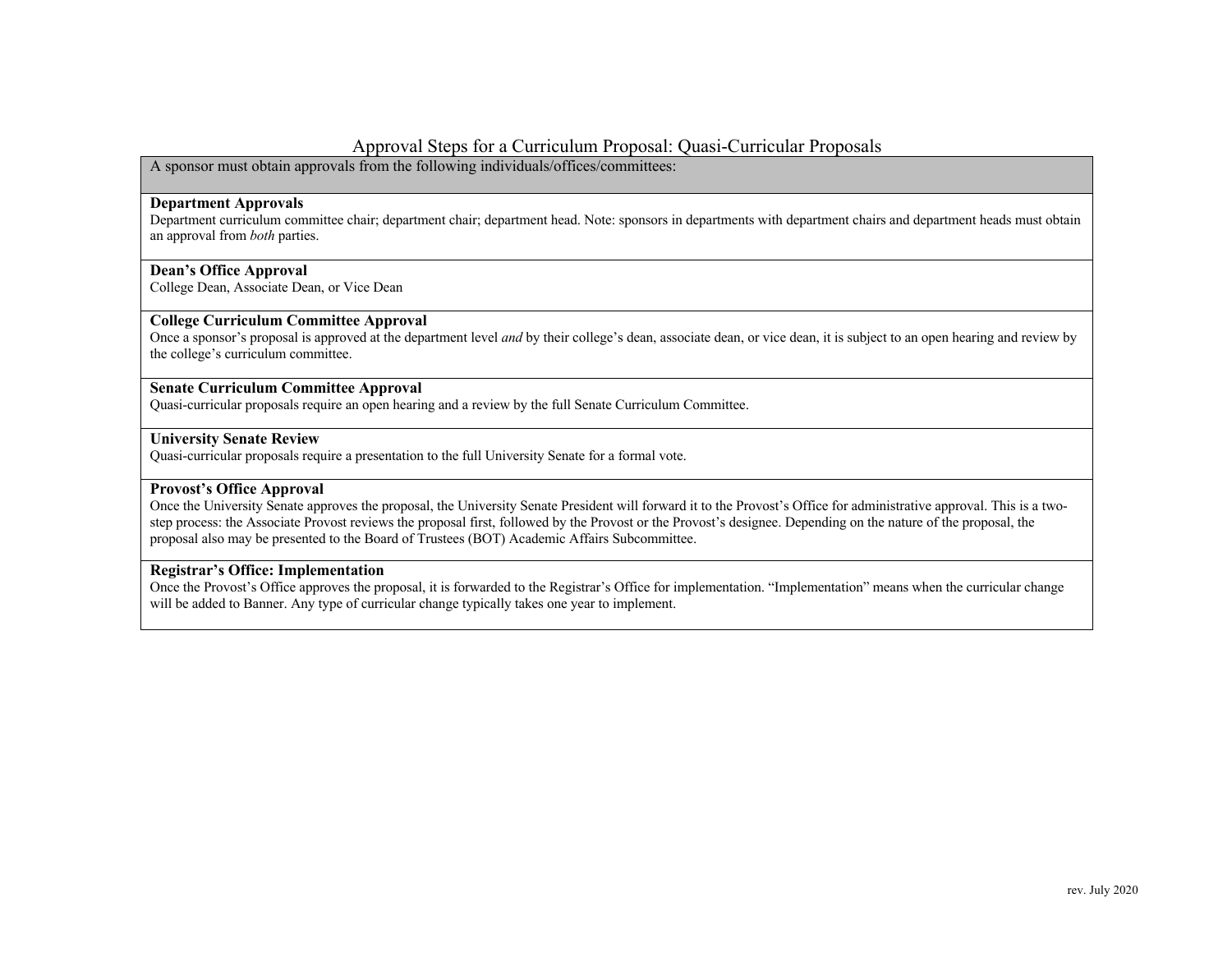# Approval Steps for a Curriculum Proposal: Quasi-Curricular Proposals

A sponsor must obtain approvals from the following individuals/offices/committees:

**Department Approvals**
Department curriculum committee chair; department chair; department head. Note: sponsors in departments with department chairs and department heads must obtain an approval from *both* parties.

**Dean's Office Approval**
College Dean, Associate Dean, or Vice Dean

**College Curriculum Committee Approval**
Once a sponsor's proposal is approved at the department level *and* by their college's dean, associate dean, or vice dean, it is subject to an open hearing and review by the college's curriculum committee.

**Senate Curriculum Committee Approval**
Quasi-curricular proposals require an open hearing and a review by the full Senate Curriculum Committee.

**University Senate Review**
Quasi-curricular proposals require a presentation to the full University Senate for a formal vote.

**Provost's Office Approval**
Once the University Senate approves the proposal, the University Senate President will forward it to the Provost's Office for administrative approval. This is a two-step process: the Associate Provost reviews the proposal first, followed by the Provost or the Provost's designee. Depending on the nature of the proposal, the proposal also may be presented to the Board of Trustees (BOT) Academic Affairs Subcommittee.

**Registrar's Office: Implementation**
Once the Provost's Office approves the proposal, it is forwarded to the Registrar's Office for implementation. "Implementation" means when the curricular change will be added to Banner. Any type of curricular change typically takes one year to implement.

rev. July 2020